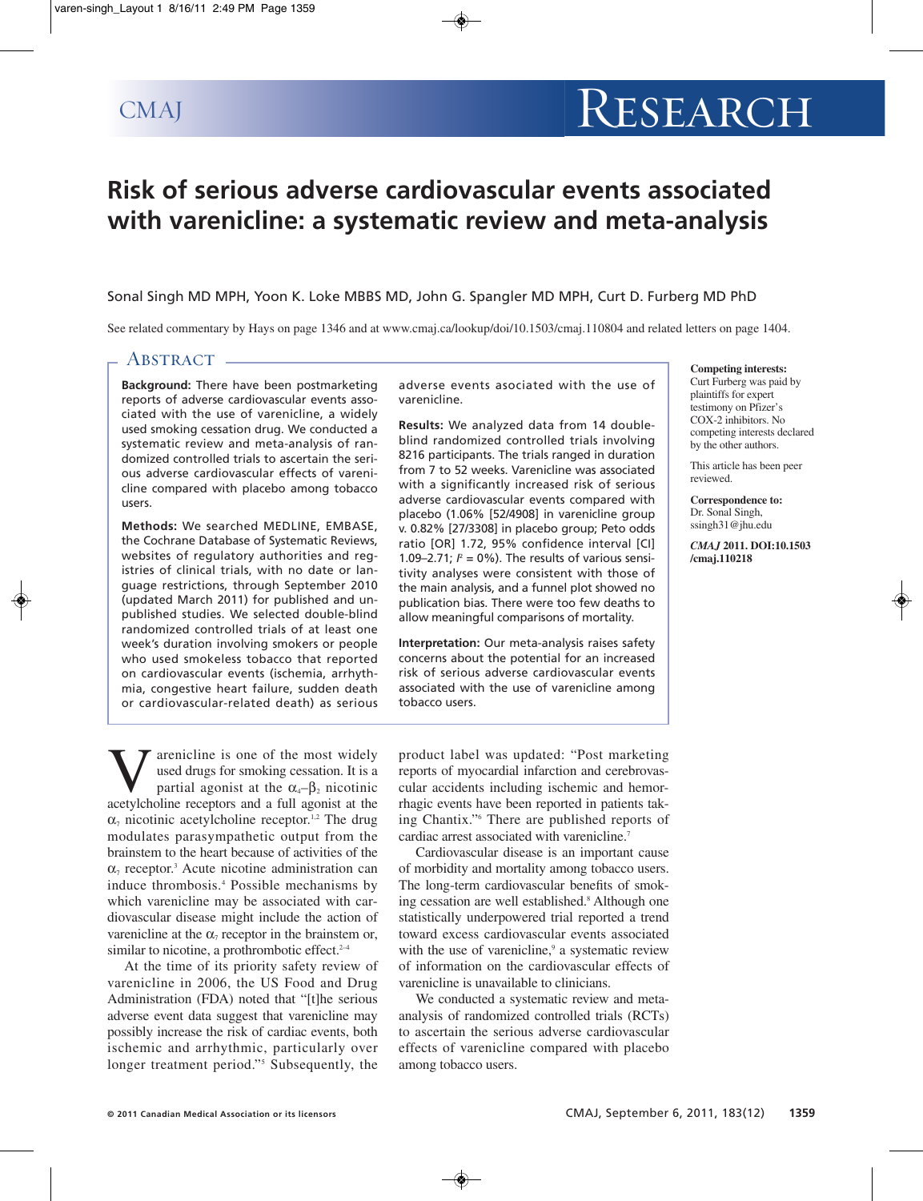# Risk of serious adverse cardiovascular events associated with varenicline: a systematic review and meta-analysis

Sonal Singh MD MPH, Yoon K. Loke MBBS MD, John G. Spangler MD MPH, Curt D. Furberg MD PhD

See related commentary by Hays on page 1346 and at www.cmaj.ca/lookup/doi/10.1503/cmaj.110804 and related letters on page 1404.

**Competing interests:** Curt Furberg was paid by plaintiffs for expert testimony on Pfizer's COX-2 inhibitors. No competing interests declared by the other authors.

This article has been peer reviewed.

**Correspondence to:** Dr. Sonal Singh, ssingh31@jhu.edu

*CMAJ* 2011. DOI:10.1503/cmaj.110218

## Abstract

**Background:** There have been postmarketing reports of adverse cardiovascular events associated with the use of varenicline, a widely used smoking cessation drug. We conducted a systematic review and meta-analysis of randomized controlled trials to ascertain the serious adverse cardiovascular effects of varenicline compared with placebo among tobacco users.

**Methods:** We searched MEDLINE, EMBASE, the Cochrane Database of Systematic Reviews, websites of regulatory authorities and registries of clinical trials, with no date or language restrictions, through September 2010 (updated March 2011) for published and unpublished studies. We selected double-blind randomized controlled trials of at least one week's duration involving smokers or people who used smokeless tobacco that reported on cardiovascular events (ischemia, arrhythmia, congestive heart failure, sudden death or cardiovascular-related death) as serious adverse events associated with the use of varenicline.

**Results:** We analyzed data from 14 double-blind randomized controlled trials involving 8216 participants. The trials ranged in duration from 7 to 52 weeks. Varenicline was associated with a significantly increased risk of serious adverse cardiovascular events compared with placebo (1.06% [52/4908] in varenicline group v. 0.82% [27/3308] in placebo group; Peto odds ratio [OR] 1.72, 95% confidence interval [CI] 1.09–2.71; $I^2$ = 0%). The results of various sensitivity analyses were consistent with those of the main analysis, and a funnel plot showed no publication bias. There were too few deaths to allow meaningful comparisons of mortality.

**Interpretation:** Our meta-analysis raises safety concerns about the potential for an increased risk of serious adverse cardiovascular events associated with the use of varenicline among tobacco users.

Varenicline is one of the most widely used drugs for smoking cessation. It is a partial agonist at the $\alpha_4$–$\beta_2$ nicotinic acetylcholine receptors and a full agonist at the $\alpha_7$ nicotinic acetylcholine receptor.[1,2] The drug modulates parasympathetic output from the brainstem to the heart because of activities of the $\alpha_7$ receptor.[3] Acute nicotine administration can induce thrombosis.[4] Possible mechanisms by which varenicline may be associated with cardiovascular disease might include the action of varenicline at the $\alpha_7$ receptor in the brainstem or, similar to nicotine, a prothrombotic effect.[2–4]

At the time of its priority safety review of varenicline in 2006, the US Food and Drug Administration (FDA) noted that "[t]he serious adverse event data suggest that varenicline may possibly increase the risk of cardiac events, both ischemic and arrhythmic, particularly over longer treatment period."[5] Subsequently, the product label was updated: "Post marketing reports of myocardial infarction and cerebrovascular accidents including ischemic and hemorrhagic events have been reported in patients taking Chantix."[6] There are published reports of cardiac arrest associated with varenicline.[7]

Cardiovascular disease is an important cause of morbidity and mortality among tobacco users. The long-term cardiovascular benefits of smoking cessation are well established.[8] Although one statistically underpowered trial reported a trend toward excess cardiovascular events associated with the use of varenicline,[9] a systematic review of information on the cardiovascular effects of varenicline is unavailable to clinicians.

We conducted a systematic review and meta-analysis of randomized controlled trials (RCTs) to ascertain the serious adverse cardiovascular effects of varenicline compared with placebo among tobacco users.

© 2011 Canadian Medical Association or its licensors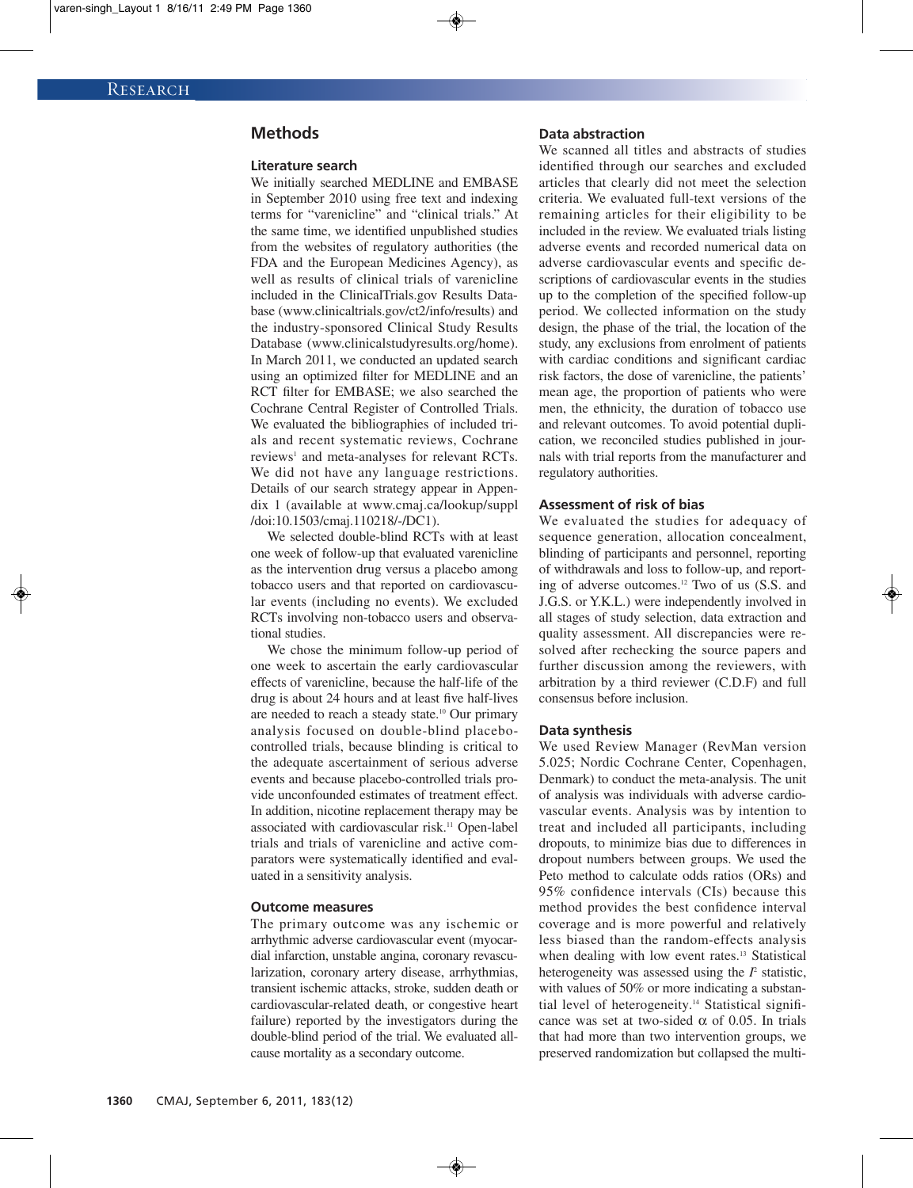## Methods

### Literature search

We initially searched MEDLINE and EMBASE in September 2010 using free text and indexing terms for "varenicline" and "clinical trials." At the same time, we identified unpublished studies from the websites of regulatory authorities (the FDA and the European Medicines Agency), as well as results of clinical trials of varenicline included in the ClinicalTrials.gov Results Database (www.clinicaltrials.gov/ct2/info/results) and the industry-sponsored Clinical Study Results Database (www.clinicalstudyresults.org/home). In March 2011, we conducted an updated search using an optimized filter for MEDLINE and an RCT filter for EMBASE; we also searched the Cochrane Central Register of Controlled Trials. We evaluated the bibliographies of included trials and recent systematic reviews, Cochrane reviews[1] and meta-analyses for relevant RCTs. We did not have any language restrictions. Details of our search strategy appear in Appendix 1 (available at www.cmaj.ca/lookup/suppl/doi:10.1503/cmaj.110218/-/DC1).

We selected double-blind RCTs with at least one week of follow-up that evaluated varenicline as the intervention drug versus a placebo among tobacco users and that reported on cardiovascular events (including no events). We excluded RCTs involving non-tobacco users and observational studies.

We chose the minimum follow-up period of one week to ascertain the early cardiovascular effects of varenicline, because the half-life of the drug is about 24 hours and at least five half-lives are needed to reach a steady state.[10] Our primary analysis focused on double-blind placebo-controlled trials, because blinding is critical to the adequate ascertainment of serious adverse events and because placebo-controlled trials provide unconfounded estimates of treatment effect. In addition, nicotine replacement therapy may be associated with cardiovascular risk.[11] Open-label trials and trials of varenicline and active comparators were systematically identified and evaluated in a sensitivity analysis.

### Outcome measures

The primary outcome was any ischemic or arrhythmic adverse cardiovascular event (myocardial infarction, unstable angina, coronary revascularization, coronary artery disease, arrhythmias, transient ischemic attacks, stroke, sudden death or cardiovascular-related death, or congestive heart failure) reported by the investigators during the double-blind period of the trial. We evaluated all-cause mortality as a secondary outcome.

### Data abstraction

We scanned all titles and abstracts of studies identified through our searches and excluded articles that clearly did not meet the selection criteria. We evaluated full-text versions of the remaining articles for their eligibility to be included in the review. We evaluated trials listing adverse events and recorded numerical data on adverse cardiovascular events and specific descriptions of cardiovascular events in the studies up to the completion of the specified follow-up period. We collected information on the study design, the phase of the trial, the location of the study, any exclusions from enrolment of patients with cardiac conditions and significant cardiac risk factors, the dose of varenicline, the patients' mean age, the proportion of patients who were men, the ethnicity, the duration of tobacco use and relevant outcomes. To avoid potential duplication, we reconciled studies published in journals with trial reports from the manufacturer and regulatory authorities.

### Assessment of risk of bias

We evaluated the studies for adequacy of sequence generation, allocation concealment, blinding of participants and personnel, reporting of withdrawals and loss to follow-up, and reporting of adverse outcomes.[12] Two of us (S.S. and J.G.S. or Y.K.L.) were independently involved in all stages of study selection, data extraction and quality assessment. All discrepancies were resolved after rechecking the source papers and further discussion among the reviewers, with arbitration by a third reviewer (C.D.F) and full consensus before inclusion.

### Data synthesis

We used Review Manager (RevMan version 5.025; Nordic Cochrane Center, Copenhagen, Denmark) to conduct the meta-analysis. The unit of analysis was individuals with adverse cardiovascular events. Analysis was by intention to treat and included all participants, including dropouts, to minimize bias due to differences in dropout numbers between groups. We used the Peto method to calculate odds ratios (ORs) and 95% confidence intervals (CIs) because this method provides the best confidence interval coverage and is more powerful and relatively less biased than the random-effects analysis when dealing with low event rates.[13] Statistical heterogeneity was assessed using the $I^2$ statistic, with values of 50% or more indicating a substantial level of heterogeneity.[14] Statistical significance was set at two-sided $\alpha$ of 0.05. In trials that had more than two intervention groups, we preserved randomization but collapsed the multi-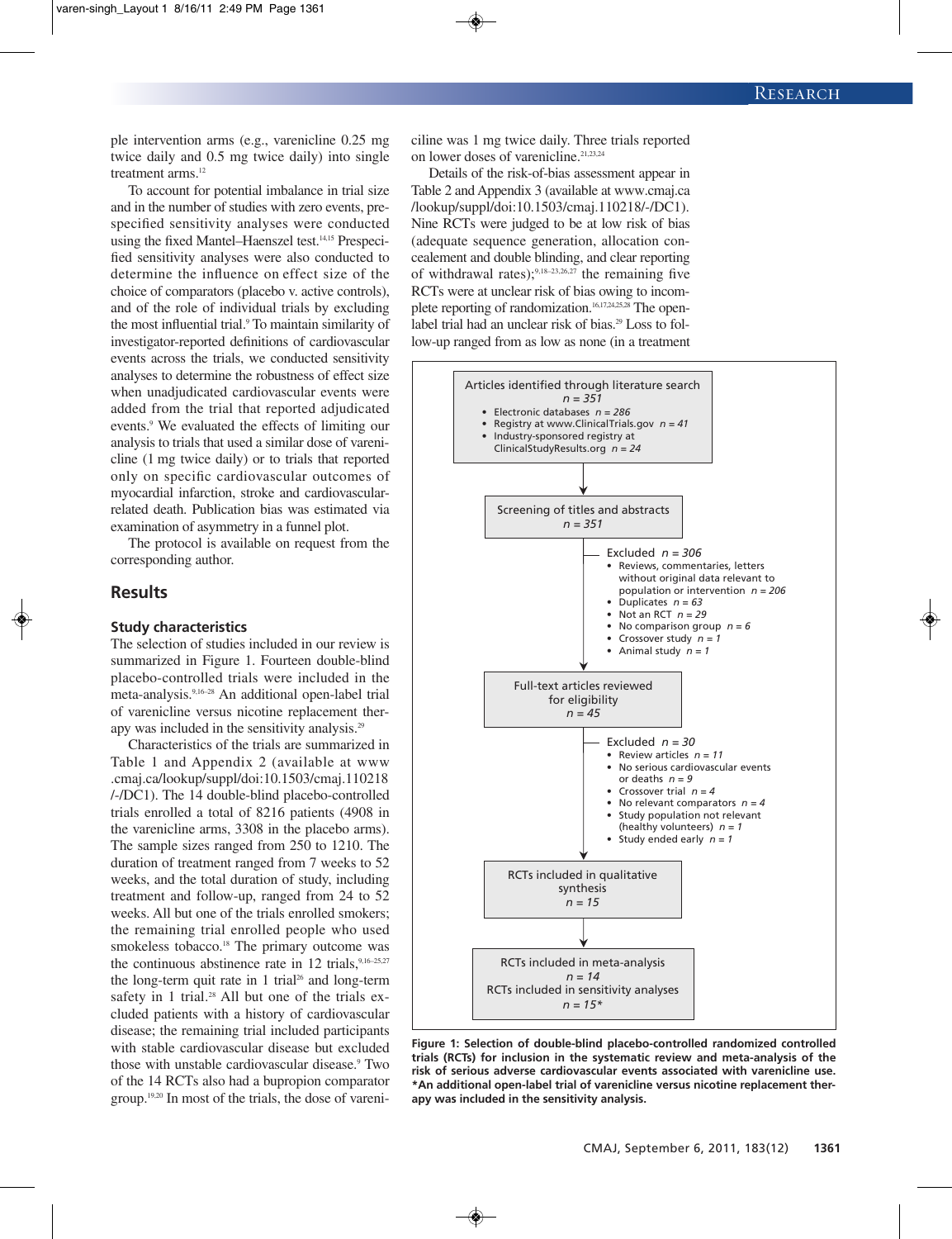ple intervention arms (e.g., varenicline 0.25 mg twice daily and 0.5 mg twice daily) into single treatment arms.[12]

To account for potential imbalance in trial size and in the number of studies with zero events, prespecified sensitivity analyses were conducted using the fixed Mantel–Haenszel test.[14,15] Prespecified sensitivity analyses were also conducted to determine the influence on effect size of the choice of comparators (placebo v. active controls), and of the role of individual trials by excluding the most influential trial.[9] To maintain similarity of investigator-reported definitions of cardiovascular events across the trials, we conducted sensitivity analyses to determine the robustness of effect size when unadjudicated cardiovascular events were added from the trial that reported adjudicated events.[9] We evaluated the effects of limiting our analysis to trials that used a similar dose of varenicline (1 mg twice daily) or to trials that reported only on specific cardiovascular outcomes of myocardial infarction, stroke and cardiovascular-related death. Publication bias was estimated via examination of asymmetry in a funnel plot.

The protocol is available on request from the corresponding author.

## Results

### Study characteristics

The selection of studies included in our review is summarized in Figure 1. Fourteen double-blind placebo-controlled trials were included in the meta-analysis.[9,16–28] An additional open-label trial of varenicline versus nicotine replacement therapy was included in the sensitivity analysis.[29]

Characteristics of the trials are summarized in Table 1 and Appendix 2 (available at www.cmaj.ca/lookup/suppl/doi:10.1503/cmaj.110218/-/DC1). The 14 double-blind placebo-controlled trials enrolled a total of 8216 patients (4908 in the varenicline arms, 3308 in the placebo arms). The sample sizes ranged from 250 to 1210. The duration of treatment ranged from 7 weeks to 52 weeks, and the total duration of study, including treatment and follow-up, ranged from 24 to 52 weeks. All but one of the trials enrolled smokers; the remaining trial enrolled people who used smokeless tobacco.[18] The primary outcome was the continuous abstinence rate in 12 trials,[9,16–25,27] the long-term quit rate in 1 trial[26] and long-term safety in 1 trial.[28] All but one of the trials excluded patients with a history of cardiovascular disease; the remaining trial included participants with stable cardiovascular disease but excluded those with unstable cardiovascular disease.[9] Two of the 14 RCTs also had a bupropion comparator group.[19,20] In most of the trials, the dose of varenicline was 1 mg twice daily. Three trials reported on lower doses of varenicline.[21,23,24]

Details of the risk-of-bias assessment appear in Table 2 and Appendix 3 (available at www.cmaj.ca/lookup/suppl/doi:10.1503/cmaj.110218/-/DC1). Nine RCTs were judged to be at low risk of bias (adequate sequence generation, allocation concealment and double blinding, and clear reporting of withdrawal rates);[9,18–23,26,27] the remaining five RCTs were at unclear risk of bias owing to incomplete reporting of randomization.[16,17,24,25,28] The open-label trial had an unclear risk of bias.[29] Loss to follow-up ranged from as low as none (in a treatment

Articles identified through literature search
$n = 351$
- Electronic databases $n = 286$
- Registry at www.ClinicalTrials.gov $n = 41$
- Industry-sponsored registry at ClinicalStudyResults.org $n = 24$

↓

Screening of titles and abstracts
$n = 351$

Excluded $n = 306$
- Reviews, commentaries, letters without original data relevant to population or intervention $n = 206$
- Duplicates $n = 63$
- Not an RCT $n = 29$
- No comparison group $n = 6$
- Crossover study $n = 1$
- Animal study $n = 1$

↓

Full-text articles reviewed for eligibility
$n = 45$

Excluded $n = 30$
- Review articles $n = 11$
- No serious cardiovascular events or deaths $n = 9$
- Crossover trial $n = 4$
- No relevant comparators $n = 4$
- Study population not relevant (healthy volunteers) $n = 1$
- Study ended early $n = 1$

↓

RCTs included in qualitative synthesis
$n = 15$

↓

RCTs included in meta-analysis
$n = 14$
RCTs included in sensitivity analyses
$n = 15$*

**Figure 1: Selection of double-blind placebo-controlled randomized controlled trials (RCTs) for inclusion in the systematic review and meta-analysis of the risk of serious adverse cardiovascular events associated with varenicline use. *An additional open-label trial of varenicline versus nicotine replacement therapy was included in the sensitivity analysis.**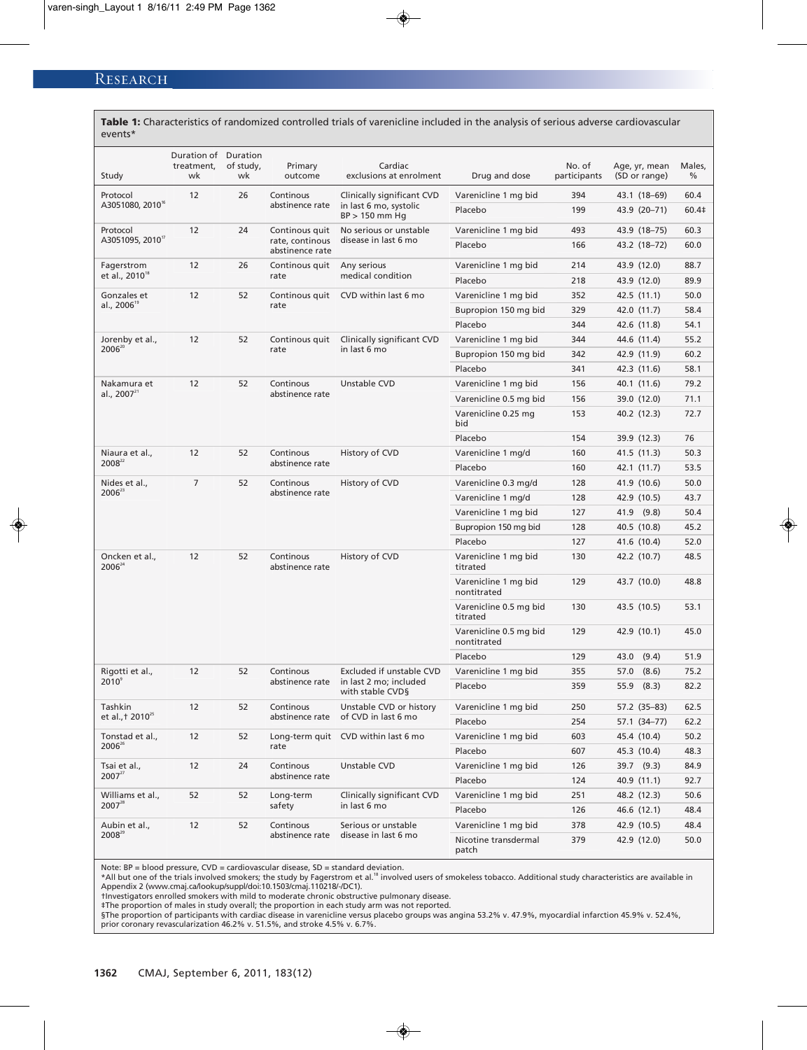**Table 1:** Characteristics of randomized controlled trials of varenicline included in the analysis of serious adverse cardiovascular events*

| Study | Duration of treatment, wk | Duration of study, wk | Primary outcome | Cardiac exclusions at enrolment | Drug and dose | No. of participants | Age, yr, mean (SD or range) | Males, % |
|---|---|---|---|---|---|---|---|---|
| Protocol A3051080, 2010[16] | 12 | 26 | Continous abstinence rate | Clinically significant CVD in last 6 mo, systolic BP > 150 mm Hg | Varenicline 1 mg bid | 394 | 43.1 (18–69) | 60.4 |
| | | | | | Placebo | 199 | 43.9 (20–71) | 60.4‡ |
| Protocol A3051095, 2010[17] | 12 | 24 | Continous quit rate, continous abstinence rate | No serious or unstable disease in last 6 mo | Varenicline 1 mg bid | 493 | 43.9 (18–75) | 60.3 |
| | | | | | Placebo | 166 | 43.2 (18–72) | 60.0 |
| Fagerstrom et al., 2010[18] | 12 | 26 | Continous quit rate | Any serious medical condition | Varenicline 1 mg bid | 214 | 43.9 (12.0) | 88.7 |
| | | | | | Placebo | 218 | 43.9 (12.0) | 89.9 |
| Gonzales et al., 2006[19] | 12 | 52 | Continous quit rate | CVD within last 6 mo | Varenicline 1 mg bid | 352 | 42.5 (11.1) | 50.0 |
| | | | | | Bupropion 150 mg bid | 329 | 42.0 (11.7) | 58.4 |
| | | | | | Placebo | 344 | 42.6 (11.8) | 54.1 |
| Jorenby et al., 2006[20] | 12 | 52 | Continous quit rate | Clinically significant CVD in last 6 mo | Varenicline 1 mg bid | 344 | 44.6 (11.4) | 55.2 |
| | | | | | Bupropion 150 mg bid | 342 | 42.9 (11.9) | 60.2 |
| | | | | | Placebo | 341 | 42.3 (11.6) | 58.1 |
| Nakamura et al., 2007[21] | 12 | 52 | Continous abstinence rate | Unstable CVD | Varenicline 1 mg bid | 156 | 40.1 (11.6) | 79.2 |
| | | | | | Varenicline 0.5 mg bid | 156 | 39.0 (12.0) | 71.1 |
| | | | | | Varenicline 0.25 mg bid | 153 | 40.2 (12.3) | 72.7 |
| | | | | | Placebo | 154 | 39.9 (12.3) | 76 |
| Niaura et al., 2008[22] | 12 | 52 | Continous abstinence rate | History of CVD | Varenicline 1 mg/d | 160 | 41.5 (11.3) | 50.3 |
| | | | | | Placebo | 160 | 42.1 (11.7) | 53.5 |
| Nides et al., 2006[23] | 7 | 52 | Continous abstinence rate | History of CVD | Varenicline 0.3 mg/d | 128 | 41.9 (10.6) | 50.0 |
| | | | | | Varenicline 1 mg/d | 128 | 42.9 (10.5) | 43.7 |
| | | | | | Varenicline 1 mg bid | 127 | 41.9 (9.8) | 50.4 |
| | | | | | Bupropion 150 mg bid | 128 | 40.5 (10.8) | 45.2 |
| | | | | | Placebo | 127 | 41.6 (10.4) | 52.0 |
| Oncken et al., 2006[24] | 12 | 52 | Continous abstinence rate | History of CVD | Varenicline 1 mg bid titrated | 130 | 42.2 (10.7) | 48.5 |
| | | | | | Varenicline 1 mg bid nontitrated | 129 | 43.7 (10.0) | 48.8 |
| | | | | | Varenicline 0.5 mg bid titrated | 130 | 43.5 (10.5) | 53.1 |
| | | | | | Varenicline 0.5 mg bid nontitrated | 129 | 42.9 (10.1) | 45.0 |
| | | | | | Placebo | 129 | 43.0 (9.4) | 51.9 |
| Rigotti et al., 2010[9] | 12 | 52 | Continous abstinence rate | Excluded if unstable CVD in last 2 mo; included with stable CVD§ | Varenicline 1 mg bid | 355 | 57.0 (8.6) | 75.2 |
| | | | | | Placebo | 359 | 55.9 (8.3) | 82.2 |
| Tashkin et al.,† 2010[25] | 12 | 52 | Continous abstinence rate | Unstable CVD or history of CVD in last 6 mo | Varenicline 1 mg bid | 250 | 57.2 (35–83) | 62.5 |
| | | | | | Placebo | 254 | 57.1 (34–77) | 62.2 |
| Tonstad et al., 2006[26] | 12 | 52 | Long-term quit rate | CVD within last 6 mo | Varenicline 1 mg bid | 603 | 45.4 (10.4) | 50.2 |
| | | | | | Placebo | 607 | 45.3 (10.4) | 48.3 |
| Tsai et al., 2007[27] | 12 | 24 | Continous abstinence rate | Unstable CVD | Varenicline 1 mg bid | 126 | 39.7 (9.3) | 84.9 |
| | | | | | Placebo | 124 | 40.9 (11.1) | 92.7 |
| Williams et al., 2007[28] | 52 | 52 | Long-term safety | Clinically significant CVD in last 6 mo | Varenicline 1 mg bid | 251 | 48.2 (12.3) | 50.6 |
| | | | | | Placebo | 126 | 46.6 (12.1) | 48.4 |
| Aubin et al., 2008[29] | 12 | 52 | Continous abstinence rate | Serious or unstable disease in last 6 mo | Varenicline 1 mg bid | 378 | 42.9 (10.5) | 48.4 |
| | | | | | Nicotine transdermal patch | 379 | 42.9 (12.0) | 50.0 |

Note: BP = blood pressure, CVD = cardiovascular disease, SD = standard deviation.
*All but one of the trials involved smokers; the study by Fagerstrom et al.[18] involved users of smokeless tobacco. Additional study characteristics are available in Appendix 2 (www.cmaj.ca/lookup/suppl/doi:10.1503/cmaj.110218/-/DC1).
†Investigators enrolled smokers with mild to moderate chronic obstructive pulmonary disease.
‡The proportion of males in study overall; the proportion in each study arm was not reported.
§The proportion of participants with cardiac disease in varenicline versus placebo groups was angina 53.2% v. 47.9%, myocardial infarction 45.9% v. 52.4%, prior coronary revascularization 46.2% v. 51.5%, and stroke 4.5% v. 6.7%.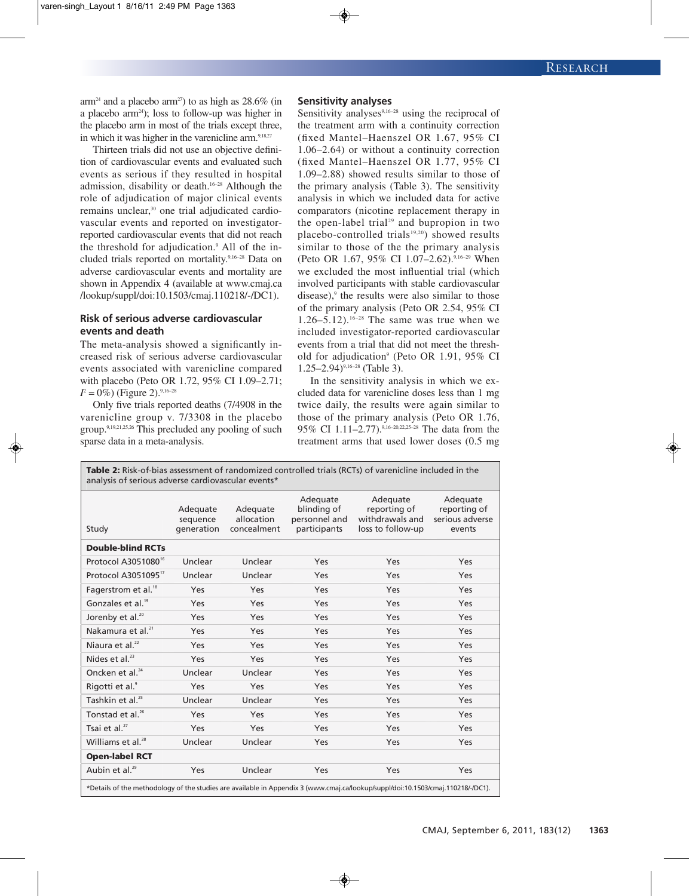arm[24] and a placebo arm[27]) to as high as 28.6% (in a placebo arm[24]); loss to follow-up was higher in the placebo arm in most of the trials except three, in which it was higher in the varenicline arm.[9,18,27]

Thirteen trials did not use an objective definition of cardiovascular events and evaluated such events as serious if they resulted in hospital admission, disability or death.[16–28] Although the role of adjudication of major clinical events remains unclear,[30] one trial adjudicated cardiovascular events and reported on investigator-reported cardiovascular events that did not reach the threshold for adjudication.[9] All of the included trials reported on mortality.[9,16–28] Data on adverse cardiovascular events and mortality are shown in Appendix 4 (available at www.cmaj.ca/lookup/suppl/doi:10.1503/cmaj.110218/-/DC1).

### Risk of serious adverse cardiovascular events and death

The meta-analysis showed a significantly increased risk of serious adverse cardiovascular events associated with varenicline compared with placebo (Peto OR 1.72, 95% CI 1.09–2.71; $I^2$ = 0%) (Figure 2).[9,16–28]

Only five trials reported deaths (7/4908 in the varenicline group v. 7/3308 in the placebo group.[9,19,21,25,26] This precluded any pooling of such sparse data in a meta-analysis.

### Sensitivity analyses

Sensitivity analyses[9,16–28] using the reciprocal of the treatment arm with a continuity correction (fixed Mantel–Haenszel OR 1.67, 95% CI 1.06–2.64) or without a continuity correction (fixed Mantel–Haenszel OR 1.77, 95% CI 1.09–2.88) showed results similar to those of the primary analysis (Table 3). The sensitivity analysis in which we included data for active comparators (nicotine replacement therapy in the open-label trial[29] and bupropion in two placebo-controlled trials[19,20]) showed results similar to those of the the primary analysis (Peto OR 1.67, 95% CI 1.07–2.62).[9,16–29] When we excluded the most influential trial (which involved participants with stable cardiovascular disease),[9] the results were also similar to those of the primary analysis (Peto OR 2.54, 95% CI 1.26–5.12).[16–28] The same was true when we included investigator-reported cardiovascular events from a trial that did not meet the threshold for adjudication[9] (Peto OR 1.91, 95% CI 1.25–2.94)[9,16–28] (Table 3).

In the sensitivity analysis in which we excluded data for varenicline doses less than 1 mg twice daily, the results were again similar to those of the primary analysis (Peto OR 1.76, 95% CI 1.11–2.77).[9,16–20,22,25–28] The data from the treatment arms that used lower doses (0.5 mg

**Table 2:** Risk-of-bias assessment of randomized controlled trials (RCTs) of varenicline included in the analysis of serious adverse cardiovascular events*

| Study | Adequate sequence generation | Adequate allocation concealment | Adequate blinding of personnel and participants | Adequate reporting of withdrawals and loss to follow-up | Adequate reporting of serious adverse events |
|---|---|---|---|---|---|
| **Double-blind RCTs** | | | | | |
| Protocol A3051080[16] | Unclear | Unclear | Yes | Yes | Yes |
| Protocol A3051095[17] | Unclear | Unclear | Yes | Yes | Yes |
| Fagerstrom et al.[18] | Yes | Yes | Yes | Yes | Yes |
| Gonzales et al.[19] | Yes | Yes | Yes | Yes | Yes |
| Jorenby et al.[20] | Yes | Yes | Yes | Yes | Yes |
| Nakamura et al.[21] | Yes | Yes | Yes | Yes | Yes |
| Niaura et al.[22] | Yes | Yes | Yes | Yes | Yes |
| Nides et al.[23] | Yes | Yes | Yes | Yes | Yes |
| Oncken et al.[24] | Unclear | Unclear | Yes | Yes | Yes |
| Rigotti et al.[9] | Yes | Yes | Yes | Yes | Yes |
| Tashkin et al.[25] | Unclear | Unclear | Yes | Yes | Yes |
| Tonstad et al.[26] | Yes | Yes | Yes | Yes | Yes |
| Tsai et al.[27] | Yes | Yes | Yes | Yes | Yes |
| Williams et al.[28] | Unclear | Unclear | Yes | Yes | Yes |
| **Open-label RCT** | | | | | |
| Aubin et al.[29] | Yes | Unclear | Yes | Yes | Yes |

*Details of the methodology of the studies are available in Appendix 3 (www.cmaj.ca/lookup/suppl/doi:10.1503/cmaj.110218/-/DC1).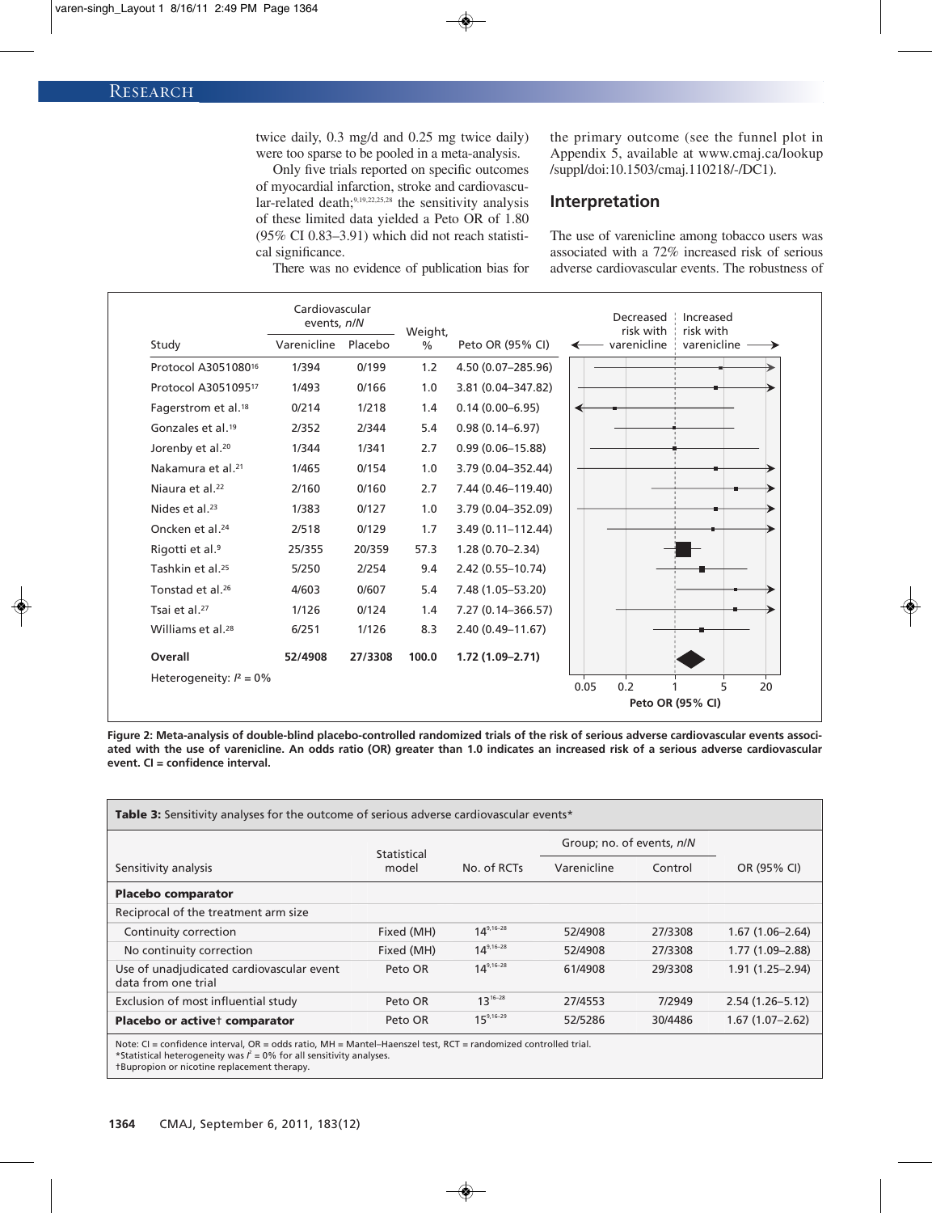twice daily, 0.3 mg/d and 0.25 mg twice daily) were too sparse to be pooled in a meta-analysis.

Only five trials reported on specific outcomes of myocardial infarction, stroke and cardiovascular-related death;[9,19,22,25,28] the sensitivity analysis of these limited data yielded a Peto OR of 1.80 (95% CI 0.83–3.91) which did not reach statistical significance.

There was no evidence of publication bias for the primary outcome (see the funnel plot in Appendix 5, available at www.cmaj.ca/lookup/suppl/doi:10.1503/cmaj.110218/-/DC1).

## Interpretation

The use of varenicline among tobacco users was associated with a 72% increased risk of serious adverse cardiovascular events. The robustness of

| Study | Cardiovascular events, n/N: Varenicline | Placebo | Weight, % | Peto OR (95% CI) |
|---|---|---|---|---|
| Protocol A3051080[16] | 1/394 | 0/199 | 1.2 | 4.50 (0.07–285.96) |
| Protocol A3051095[17] | 1/493 | 0/166 | 1.0 | 3.81 (0.04–347.82) |
| Fagerstrom et al.[18] | 0/214 | 1/218 | 1.4 | 0.14 (0.00–6.95) |
| Gonzales et al.[19] | 2/352 | 2/344 | 5.4 | 0.98 (0.14–6.97) |
| Jorenby et al.[20] | 1/344 | 1/341 | 2.7 | 0.99 (0.06–15.88) |
| Nakamura et al.[21] | 1/465 | 0/154 | 1.0 | 3.79 (0.04–352.44) |
| Niaura et al.[22] | 2/160 | 0/160 | 2.7 | 7.44 (0.46–119.40) |
| Nides et al.[23] | 1/383 | 0/127 | 1.0 | 3.79 (0.04–352.09) |
| Oncken et al.[24] | 2/518 | 0/129 | 1.7 | 3.49 (0.11–112.44) |
| Rigotti et al.[9] | 25/355 | 20/359 | 57.3 | 1.28 (0.70–2.34) |
| Tashkin et al.[25] | 5/250 | 2/254 | 9.4 | 2.42 (0.55–10.74) |
| Tonstad et al.[26] | 4/603 | 0/607 | 5.4 | 7.48 (1.05–53.20) |
| Tsai et al.[27] | 1/126 | 0/124 | 1.4 | 7.27 (0.14–366.57) |
| Williams et al.[28] | 6/251 | 1/126 | 8.3 | 2.40 (0.49–11.67) |
| **Overall** | **52/4908** | **27/3308** | **100.0** | **1.72 (1.09–2.71)** |
| Heterogeneity: $I^2 = 0\%$ | | | | |

**Figure 2: Meta-analysis of double-blind placebo-controlled randomized trials of the risk of serious adverse cardiovascular events associated with the use of varenicline. An odds ratio (OR) greater than 1.0 indicates an increased risk of a serious adverse cardiovascular event. CI = confidence interval.**

**Table 3:** Sensitivity analyses for the outcome of serious adverse cardiovascular events*

| Sensitivity analysis | Statistical model | No. of RCTs | Group; no. of events, n/N: Varenicline | Control | OR (95% CI) |
|---|---|---|---|---|---|
| **Placebo comparator** | | | | | |
| Reciprocal of the treatment arm size | | | | | |
| Continuity correction | Fixed (MH) | 14[9,16–28] | 52/4908 | 27/3308 | 1.67 (1.06–2.64) |
| No continuity correction | Fixed (MH) | 14[9,16–28] | 52/4908 | 27/3308 | 1.77 (1.09–2.88) |
| Use of unadjudicated cardiovascular event data from one trial | Peto OR | 14[9,16–28] | 61/4908 | 29/3308 | 1.91 (1.25–2.94) |
| Exclusion of most influential study | Peto OR | 13[16–28] | 27/4553 | 7/2949 | 2.54 (1.26–5.12) |
| **Placebo or active† comparator** | Peto OR | 15[9,16–29] | 52/5286 | 30/4486 | 1.67 (1.07–2.62) |

Note: CI = confidence interval, OR = odds ratio, MH = Mantel–Haenszel test, RCT = randomized controlled trial.
*Statistical heterogeneity was $I^2 = 0\%$ for all sensitivity analyses.
†Bupropion or nicotine replacement therapy.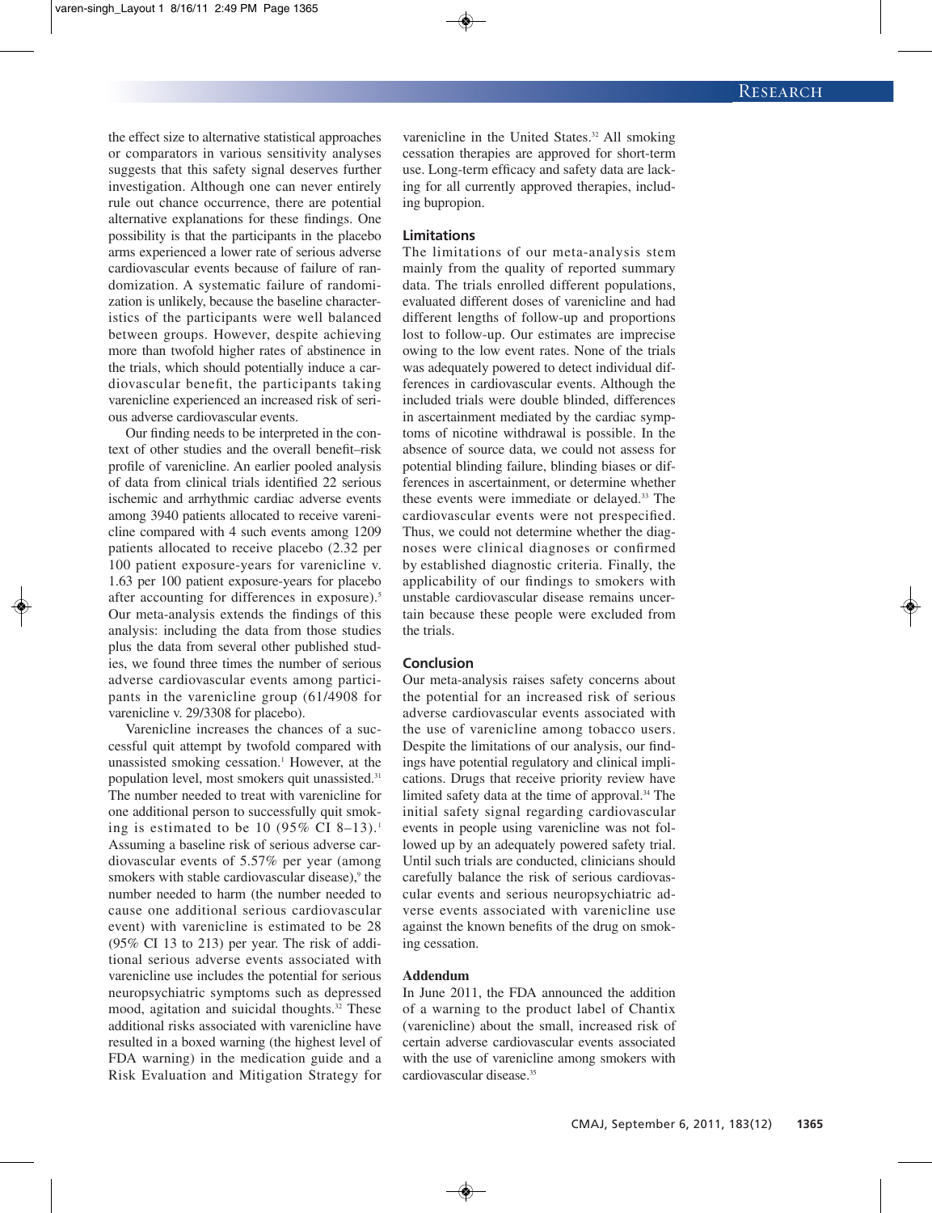the effect size to alternative statistical approaches or comparators in various sensitivity analyses suggests that this safety signal deserves further investigation. Although one can never entirely rule out chance occurrence, there are potential alternative explanations for these findings. One possibility is that the participants in the placebo arms experienced a lower rate of serious adverse cardiovascular events because of failure of randomization. A systematic failure of randomization is unlikely, because the baseline characteristics of the participants were well balanced between groups. However, despite achieving more than twofold higher rates of abstinence in the trials, which should potentially induce a cardiovascular benefit, the participants taking varenicline experienced an increased risk of serious adverse cardiovascular events.

Our finding needs to be interpreted in the context of other studies and the overall benefit–risk profile of varenicline. An earlier pooled analysis of data from clinical trials identified 22 serious ischemic and arrhythmic cardiac adverse events among 3940 patients allocated to receive varenicline compared with 4 such events among 1209 patients allocated to receive placebo (2.32 per 100 patient exposure-years for varenicline v. 1.63 per 100 patient exposure-years for placebo after accounting for differences in exposure).[5] Our meta-analysis extends the findings of this analysis: including the data from those studies plus the data from several other published studies, we found three times the number of serious adverse cardiovascular events among participants in the varenicline group (61/4908 for varenicline v. 29/3308 for placebo).

Varenicline increases the chances of a successful quit attempt by twofold compared with unassisted smoking cessation.[1] However, at the population level, most smokers quit unassisted.[31] The number needed to treat with varenicline for one additional person to successfully quit smoking is estimated to be 10 (95% CI 8–13).[1] Assuming a baseline risk of serious adverse cardiovascular events of 5.57% per year (among smokers with stable cardiovascular disease),[9] the number needed to harm (the number needed to cause one additional serious cardiovascular event) with varenicline is estimated to be 28 (95% CI 13 to 213) per year. The risk of additional serious adverse events associated with varenicline use includes the potential for serious neuropsychiatric symptoms such as depressed mood, agitation and suicidal thoughts.[32] These additional risks associated with varenicline have resulted in a boxed warning (the highest level of FDA warning) in the medication guide and a Risk Evaluation and Mitigation Strategy for varenicline in the United States.[32] All smoking cessation therapies are approved for short-term use. Long-term efficacy and safety data are lacking for all currently approved therapies, including bupropion.

## Limitations

The limitations of our meta-analysis stem mainly from the quality of reported summary data. The trials enrolled different populations, evaluated different doses of varenicline and had different lengths of follow-up and proportions lost to follow-up. Our estimates are imprecise owing to the low event rates. None of the trials was adequately powered to detect individual differences in cardiovascular events. Although the included trials were double blinded, differences in ascertainment mediated by the cardiac symptoms of nicotine withdrawal is possible. In the absence of source data, we could not assess for potential blinding failure, blinding biases or differences in ascertainment, or determine whether these events were immediate or delayed.[33] The cardiovascular events were not prespecified. Thus, we could not determine whether the diagnoses were clinical diagnoses or confirmed by established diagnostic criteria. Finally, the applicability of our findings to smokers with unstable cardiovascular disease remains uncertain because these people were excluded from the trials.

## Conclusion

Our meta-analysis raises safety concerns about the potential for an increased risk of serious adverse cardiovascular events associated with the use of varenicline among tobacco users. Despite the limitations of our analysis, our findings have potential regulatory and clinical implications. Drugs that receive priority review have limited safety data at the time of approval.[34] The initial safety signal regarding cardiovascular events in people using varenicline was not followed up by an adequately powered safety trial. Until such trials are conducted, clinicians should carefully balance the risk of serious cardiovascular events and serious neuropsychiatric adverse events associated with varenicline use against the known benefits of the drug on smoking cessation.

## Addendum

In June 2011, the FDA announced the addition of a warning to the product label of Chantix (varenicline) about the small, increased risk of certain adverse cardiovascular events associated with the use of varenicline among smokers with cardiovascular disease.[35]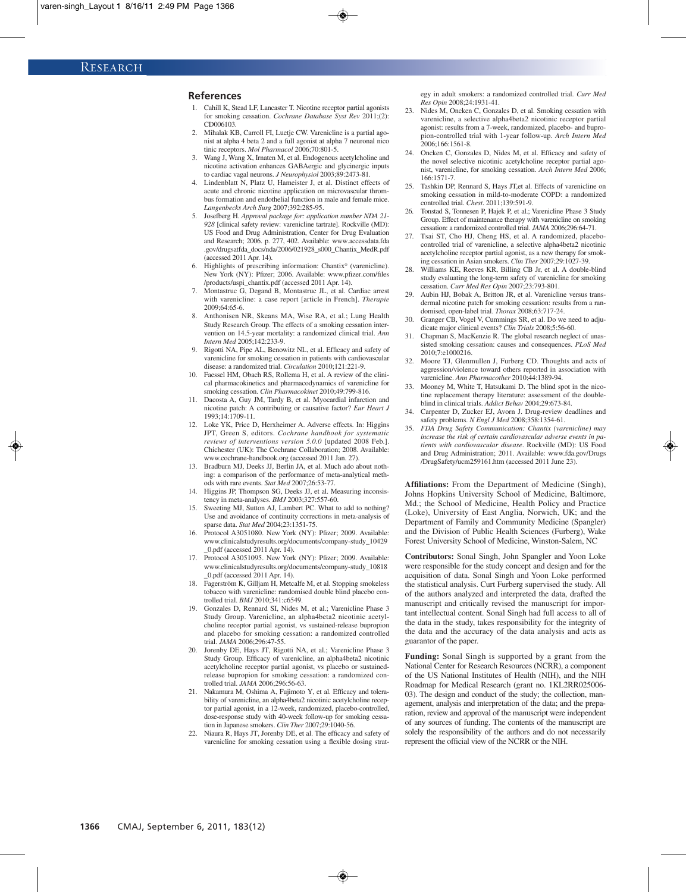## References

1. Cahill K, Stead LF, Lancaster T. Nicotine receptor partial agonists for smoking cessation. *Cochrane Database Syst Rev* 2011;(2): CD006103.
2. Mihalak KB, Carroll FI, Luetje CW. Varenicline is a partial agonist at alpha 4 beta 2 and a full agonist at alpha 7 neuronal nico tinic receptors. *Mol Pharmacol* 2006;70:801-5.
3. Wang J, Wang X, Irnaten M, et al. Endogenous acetylcholine and nicotine activation enhances GABAergic and glycinergic inputs to cardiac vagal neurons. *J Neurophysiol* 2003;89:2473-81.
4. Lindenblatt N, Platz U, Hameister J, et al. Distinct effects of acute and chronic nicotine application on microvascular thrombus formation and endothelial function in male and female mice. *Langenbecks Arch Surg* 2007;392:285-95.
5. Josefberg H. *Approval package for: application number NDA 21-928* [clinical safety review: varenicline tartrate]. Rockville (MD): US Food and Drug Administration, Center for Drug Evaluation and Research; 2006. p. 277, 402. Available: www.accessdata.fda.gov/drugsatfda_docs/nda/2006/021928_s000_Chantix_MedR.pdf (accessed 2011 Apr. 14).
6. Highlights of prescribing information: Chantix® (varenicline). New York (NY): Pfizer; 2006. Available: www.pfizer.com/files/products/uspi_chantix.pdf (accessed 2011 Apr. 14).
7. Montastruc G, Degand B, Montastruc JL, et al. Cardiac arrest with varenicline: a case report [article in French]. *Therapie* 2009;64:65-6.
8. Anthonisen NR, Skeans MA, Wise RA, et al.; Lung Health Study Research Group. The effects of a smoking cessation intervention on 14.5-year mortality: a randomized clinical trial. *Ann Intern Med* 2005;142:233-9.
9. Rigotti NA, Pipe AL, Benowitz NL, et al. Efficacy and safety of varenicline for smoking cessation in patients with cardiovascular disease: a randomized trial. *Circulation* 2010;121:221-9.
10. Faessel HM, Obach RS, Rollema H, et al. A review of the clinical pharmacokinetics and pharmacodynamics of varenicline for smoking cessation. *Clin Pharmacokinet* 2010;49:799-816.
11. Dacosta A, Guy JM, Tardy B, et al. Myocardial infarction and nicotine patch: A contributing or causative factor? *Eur Heart J* 1993;14:1709-11.
12. Loke YK, Price D, Herxheimer A. Adverse effects. In: Higgins JPT, Green S, editors. *Cochrane handbook for systematic reviews of interventions version 5.0.0* [updated 2008 Feb.]. Chichester (UK): The Cochrane Collaboration; 2008. Available: www.cochrane-handbook.org (accessed 2011 Jan. 27).
13. Bradburn MJ, Deeks JJ, Berlin JA, et al. Much ado about nothing: a comparison of the performance of meta-analytical methods with rare events. *Stat Med* 2007;26:53-77.
14. Higgins JP, Thompson SG, Deeks JJ, et al. Measuring inconsistency in meta-analyses. *BMJ* 2003;327:557-60.
15. Sweeting MJ, Sutton AJ, Lambert PC. What to add to nothing? Use and avoidance of continuity corrections in meta-analysis of sparse data. *Stat Med* 2004;23:1351-75.
16. Protocol A3051080. New York (NY): Pfizer; 2009. Available: www.clinicalstudyresults.org/documents/company-study_10429_0.pdf (accessed 2011 Apr. 14).
17. Protocol A3051095. New York (NY): Pfizer; 2009. Available: www.clinicalstudyresults.org/documents/company-study_10818_0.pdf (accessed 2011 Apr. 14).
18. Fagerström K, Gilljam H, Metcalfe M, et al. Stopping smokeless tobacco with varenicline: randomised double blind placebo controlled trial. *BMJ* 2010;341:c6549.
19. Gonzales D, Rennard SI, Nides M, et al.; Varenicline Phase 3 Study Group. Varenicline, an alpha4beta2 nicotinic acetylcholine receptor partial agonist, vs sustained-release bupropion and placebo for smoking cessation: a randomized controlled trial. *JAMA* 2006;296:47-55.
20. Jorenby DE, Hays JT, Rigotti NA, et al.; Varenicline Phase 3 Study Group. Efficacy of varenicline, an alpha4beta2 nicotinic acetylcholine receptor partial agonist, vs placebo or sustained-release bupropion for smoking cessation: a randomized controlled trial. *JAMA* 2006;296:56-63.
21. Nakamura M, Oshima A, Fujimoto Y, et al. Efficacy and tolerability of varenicline, an alpha4beta2 nicotinic acetylcholine receptor partial agonist, in a 12-week, randomized, placebo-controlled, dose-response study with 40-week follow-up for smoking cessation in Japanese smokers. *Clin Ther* 2007;29:1040-56.
22. Niaura R, Hays JT, Jorenby DE, et al. The efficacy and safety of varenicline for smoking cessation using a flexible dosing strategy in adult smokers: a randomized controlled trial. *Curr Med Res Opin* 2008;24:1931-41.
23. Nides M, Oncken C, Gonzales D, et al. Smoking cessation with varenicline, a selective alpha4beta2 nicotinic receptor partial agonist: results from a 7-week, randomized, placebo- and bupropion-controlled trial with 1-year follow-up. *Arch Intern Med* 2006;166:1561-8.
24. Oncken C, Gonzales D, Nides M, et al. Efficacy and safety of the novel selective nicotinic acetylcholine receptor partial agonist, varenicline, for smoking cessation. *Arch Intern Med* 2006; 166:1571-7.
25. Tashkin DP, Rennard S, Hays JT,et al. Effects of varenicline on smoking cessation in mild-to-moderate COPD: a randomized controlled trial. *Chest*. 2011;139:591-9.
26. Tonstad S, Tonnesen P, Hajek P, et al.; Varenicline Phase 3 Study Group. Effect of maintenance therapy with varenicline on smoking cessation: a randomized controlled trial. *JAMA* 2006;296:64-71.
27. Tsai ST, Cho HJ, Cheng HS, et al. A randomized, placebo-controlled trial of varenicline, a selective alpha4beta2 nicotinic acetylcholine receptor partial agonist, as a new therapy for smoking cessation in Asian smokers. *Clin Ther* 2007;29:1027-39.
28. Williams KE, Reeves KR, Billing CB Jr, et al. A double-blind study evaluating the long-term safety of varenicline for smoking cessation. *Curr Med Res Opin* 2007;23:793-801.
29. Aubin HJ, Bobak A, Britton JR, et al. Varenicline versus transdermal nicotine patch for smoking cessation: results from a randomised, open-label trial. *Thorax* 2008;63:717-24.
30. Granger CB, Vogel V, Cummings SR, et al. Do we need to adjudicate major clinical events? *Clin Trials* 2008;5:56-60.
31. Chapman S, MacKenzie R. The global research neglect of unassisted smoking cessation: causes and consequences. *PLoS Med* 2010;7:e1000216.
32. Moore TJ, Glenmullen J, Furberg CD. Thoughts and acts of aggression/violence toward others reported in association with varenicline. *Ann Pharmacother* 2010;44:1389-94.
33. Mooney M, White T, Hatsukami D. The blind spot in the nicotine replacement therapy literature: assessment of the double-blind in clinical trials. *Addict Behav* 2004;29:673-84.
34. Carpenter D, Zucker EJ, Avorn J. Drug-review deadlines and safety problems. *N Engl J Med* 2008;358:1354-61.
35. *FDA Drug Safety Communication: Chantix (varenicline) may increase the risk of certain cardiovascular adverse events in patients with cardiovascular disease*. Rockville (MD): US Food and Drug Administration; 2011. Available: www.fda.gov/Drugs/DrugSafety/ucm259161.htm (accessed 2011 June 23).

**Affiliations:** From the Department of Medicine (Singh), Johns Hopkins University School of Medicine, Baltimore, Md.; the School of Medicine, Health Policy and Practice (Loke), University of East Anglia, Norwich, UK; and the Department of Family and Community Medicine (Spangler) and the Division of Public Health Sciences (Furberg), Wake Forest University School of Medicine, Winston-Salem, NC

**Contributors:** Sonal Singh, John Spangler and Yoon Loke were responsible for the study concept and design and for the acquisition of data. Sonal Singh and Yoon Loke performed the statistical analysis. Curt Furberg supervised the study. All of the authors analyzed and interpreted the data, drafted the manuscript and critically revised the manuscript for important intellectual content. Sonal Singh had full access to all of the data in the study, takes responsibility for the integrity of the data and the accuracy of the data analysis and acts as guarantor of the paper.

**Funding:** Sonal Singh is supported by a grant from the National Center for Research Resources (NCRR), a component of the US National Institutes of Health (NIH), and the NIH Roadmap for Medical Research (grant no. 1KL2RR025006-03). The design and conduct of the study; the collection, management, analysis and interpretation of the data; and the preparation, review and approval of the manuscript were independent of any sources of funding. The contents of the manuscript are solely the responsibility of the authors and do not necessarily represent the official view of the NCRR or the NIH.